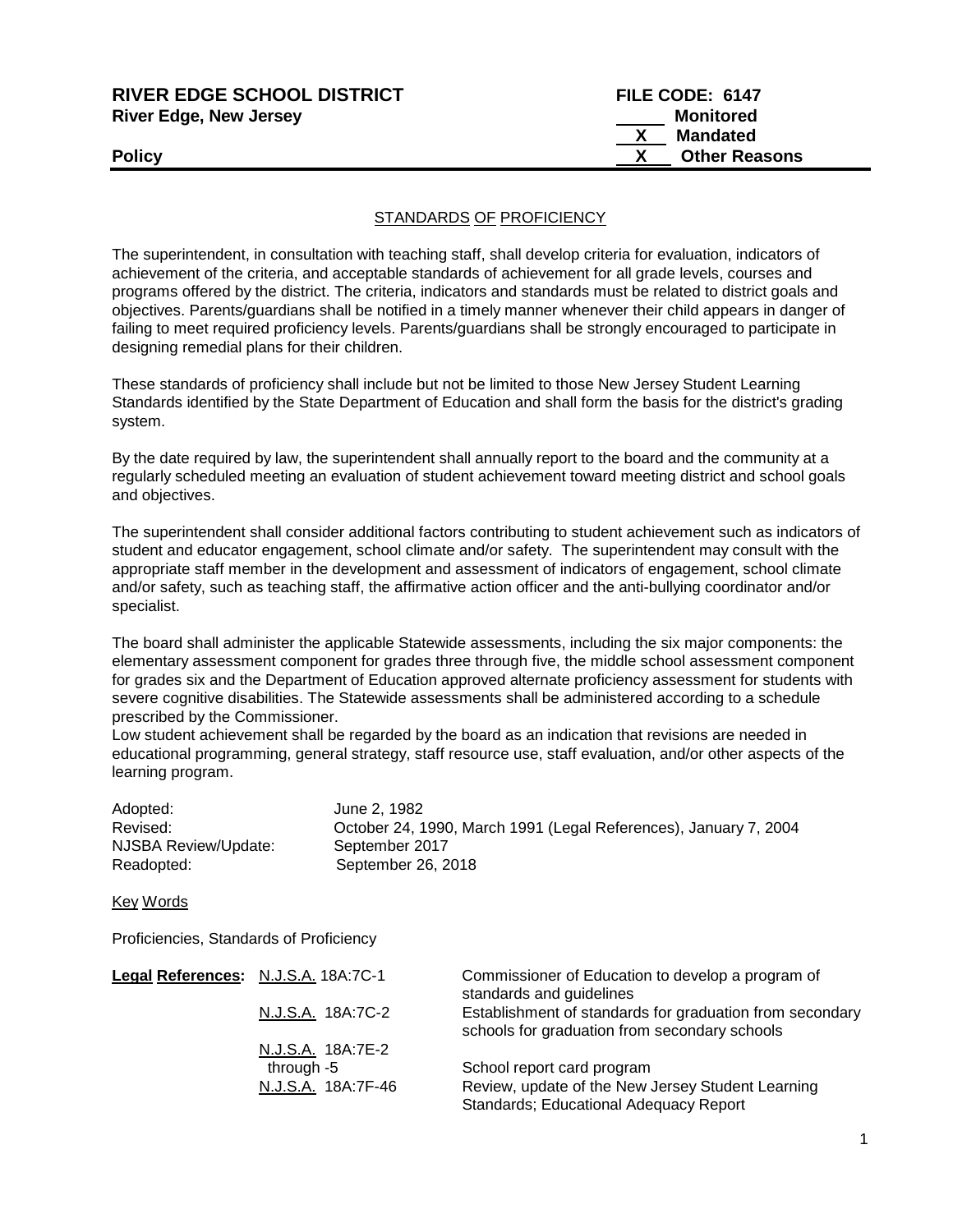**RIVER EDGE SCHOOL DISTRICT** **FILE CODE: 6147**
**River Edge, New Jersey**

| | |
|---|---|
| ____ | **Monitored** |
| **X** | **Mandated** |
| **X** | **Other Reasons** |

**Policy**

## STANDARDS OF PROFICIENCY

The superintendent, in consultation with teaching staff, shall develop criteria for evaluation, indicators of achievement of the criteria, and acceptable standards of achievement for all grade levels, courses and programs offered by the district. The criteria, indicators and standards must be related to district goals and objectives. Parents/guardians shall be notified in a timely manner whenever their child appears in danger of failing to meet required proficiency levels. Parents/guardians shall be strongly encouraged to participate in designing remedial plans for their children.

These standards of proficiency shall include but not be limited to those New Jersey Student Learning Standards identified by the State Department of Education and shall form the basis for the district's grading system.

By the date required by law, the superintendent shall annually report to the board and the community at a regularly scheduled meeting an evaluation of student achievement toward meeting district and school goals and objectives.

The superintendent shall consider additional factors contributing to student achievement such as indicators of student and educator engagement, school climate and/or safety. The superintendent may consult with the appropriate staff member in the development and assessment of indicators of engagement, school climate and/or safety, such as teaching staff, the affirmative action officer and the anti-bullying coordinator and/or specialist.

The board shall administer the applicable Statewide assessments, including the six major components: the elementary assessment component for grades three through five, the middle school assessment component for grades six and the Department of Education approved alternate proficiency assessment for students with severe cognitive disabilities. The Statewide assessments shall be administered according to a schedule prescribed by the Commissioner.
Low student achievement shall be regarded by the board as an indication that revisions are needed in educational programming, general strategy, staff resource use, staff evaluation, and/or other aspects of the learning program.

| | |
|---|---|
| Adopted: | June 2, 1982 |
| Revised: | October 24, 1990, March 1991 (Legal References), January 7, 2004 |
| NJSBA Review/Update: | September 2017 |
| Readopted: | September 26, 2018 |

Key Words

Proficiencies, Standards of Proficiency

| **Legal References:** | | |
|---|---|---|
| | N.J.S.A. 18A:7C-1 | Commissioner of Education to develop a program of standards and guidelines |
| | N.J.S.A. 18A:7C-2 | Establishment of standards for graduation from secondary schools for graduation from secondary schools |
| | N.J.S.A. 18A:7E-2 through -5 | School report card program |
| | N.J.S.A. 18A:7F-46 | Review, update of the New Jersey Student Learning Standards; Educational Adequacy Report |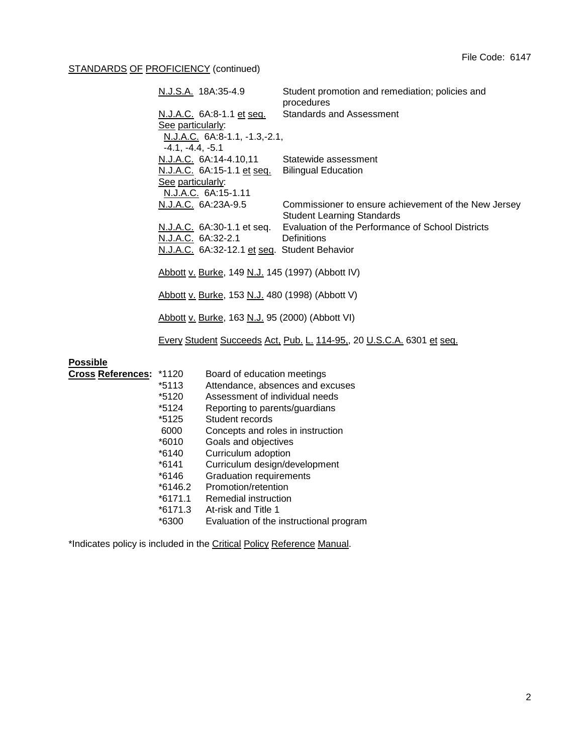File Code: 6147

STANDARDS OF PROFICIENCY (continued)

| | |
|---|---|
| N.J.S.A. 18A:35-4.9 | Student promotion and remediation; policies and procedures |
| N.J.A.C. 6A:8-1.1 et seq. | Standards and Assessment |
| See particularly: N.J.A.C. 6A:8-1.1, -1.3,-2.1, -4.1, -4.4, -5.1 | |
| N.J.A.C. 6A:14-4.10,11 | Statewide assessment |
| N.J.A.C. 6A:15-1.1 et seq. | Bilingual Education |
| See particularly: N.J.A.C. 6A:15-1.11 | |
| N.J.A.C. 6A:23A-9.5 | Commissioner to ensure achievement of the New Jersey Student Learning Standards |
| N.J.A.C. 6A:30-1.1 et seq. | Evaluation of the Performance of School Districts |
| N.J.A.C. 6A:32-2.1 | Definitions |
| N.J.A.C. 6A:32-12.1 et seq. | Student Behavior |

Abbott v. Burke, 149 N.J. 145 (1997) (Abbott IV)

Abbott v. Burke, 153 N.J. 480 (1998) (Abbott V)

Abbott v. Burke, 163 N.J. 95 (2000) (Abbott VI)

Every Student Succeeds Act, Pub. L. 114-95,, 20 U.S.C.A. 6301 et seq.

**Possible Cross References:**

| | |
|---|---|
| *1120 | Board of education meetings |
| *5113 | Attendance, absences and excuses |
| *5120 | Assessment of individual needs |
| *5124 | Reporting to parents/guardians |
| *5125 | Student records |
| 6000 | Concepts and roles in instruction |
| *6010 | Goals and objectives |
| *6140 | Curriculum adoption |
| *6141 | Curriculum design/development |
| *6146 | Graduation requirements |
| *6146.2 | Promotion/retention |
| *6171.1 | Remedial instruction |
| *6171.3 | At-risk and Title 1 |
| *6300 | Evaluation of the instructional program |

*Indicates policy is included in the Critical Policy Reference Manual.